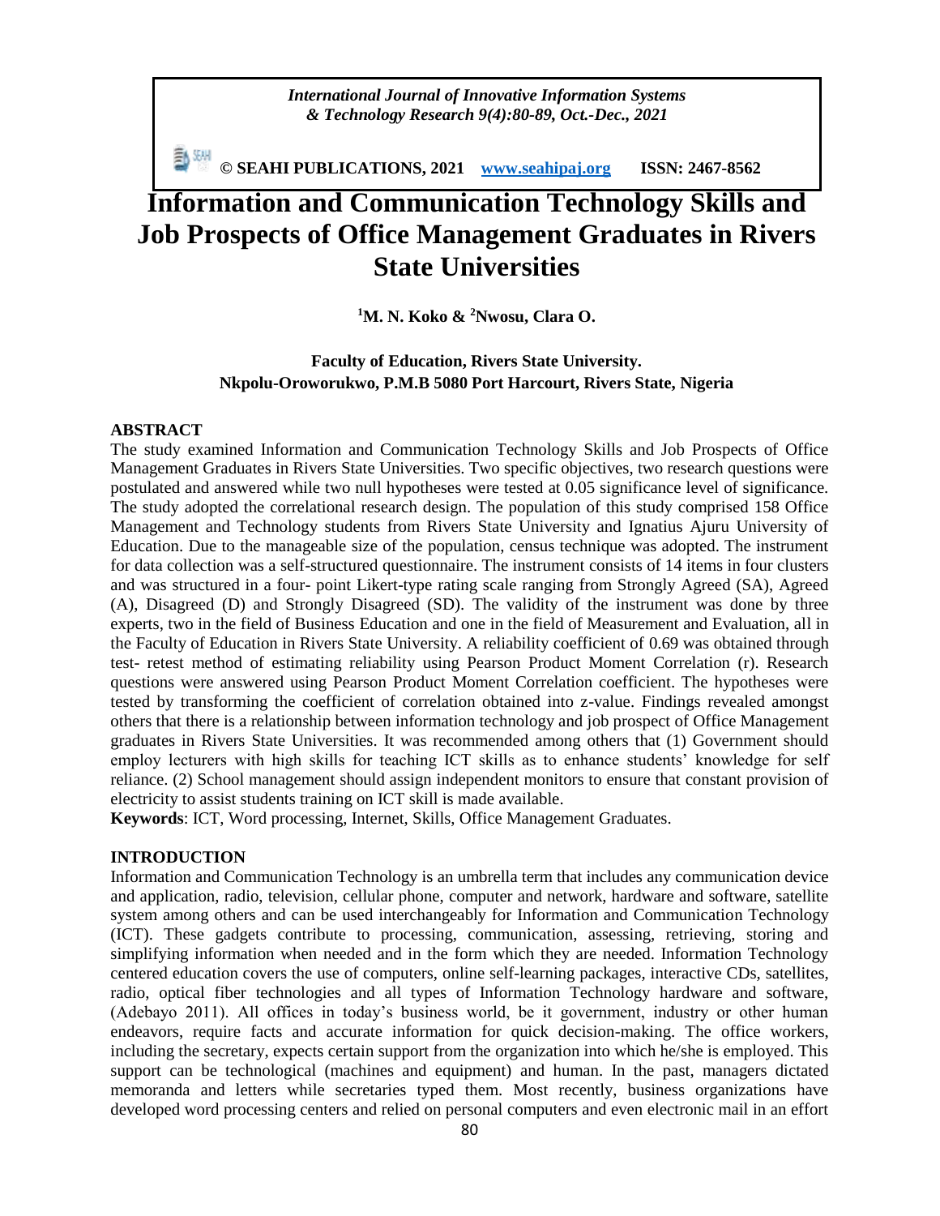*International Journal of Innovative Information Systems & Technology Research 9(4):80-89, Oct.-Dec., 2021*

**© SEAHI PUBLICATIONS, 2021 [www.seahipaj.org](http://www.seahipaj.org) ISSN: 2467-8562**

# Information and Communication Technology Skills and Job Prospects of Office Management Graduates in Rivers State Universities

**[1]M. N. Koko & [2]Nwosu, Clara O.**

**Faculty of Education, Rivers State University.**
**Nkpolu-Oroworukwo, P.M.B 5080 Port Harcourt, Rivers State, Nigeria**

## ABSTRACT

The study examined Information and Communication Technology Skills and Job Prospects of Office Management Graduates in Rivers State Universities. Two specific objectives, two research questions were postulated and answered while two null hypotheses were tested at 0.05 significance level of significance. The study adopted the correlational research design. The population of this study comprised 158 Office Management and Technology students from Rivers State University and Ignatius Ajuru University of Education. Due to the manageable size of the population, census technique was adopted. The instrument for data collection was a self-structured questionnaire. The instrument consists of 14 items in four clusters and was structured in a four- point Likert-type rating scale ranging from Strongly Agreed (SA), Agreed (A), Disagreed (D) and Strongly Disagreed (SD). The validity of the instrument was done by three experts, two in the field of Business Education and one in the field of Measurement and Evaluation, all in the Faculty of Education in Rivers State University. A reliability coefficient of 0.69 was obtained through test- retest method of estimating reliability using Pearson Product Moment Correlation (r). Research questions were answered using Pearson Product Moment Correlation coefficient. The hypotheses were tested by transforming the coefficient of correlation obtained into z-value. Findings revealed amongst others that there is a relationship between information technology and job prospect of Office Management graduates in Rivers State Universities. It was recommended among others that (1) Government should employ lecturers with high skills for teaching ICT skills as to enhance students' knowledge for self reliance. (2) School management should assign independent monitors to ensure that constant provision of electricity to assist students training on ICT skill is made available.

**Keywords**: ICT, Word processing, Internet, Skills, Office Management Graduates.

## INTRODUCTION

Information and Communication Technology is an umbrella term that includes any communication device and application, radio, television, cellular phone, computer and network, hardware and software, satellite system among others and can be used interchangeably for Information and Communication Technology (ICT). These gadgets contribute to processing, communication, assessing, retrieving, storing and simplifying information when needed and in the form which they are needed. Information Technology centered education covers the use of computers, online self-learning packages, interactive CDs, satellites, radio, optical fiber technologies and all types of Information Technology hardware and software, (Adebayo 2011). All offices in today's business world, be it government, industry or other human endeavors, require facts and accurate information for quick decision-making. The office workers, including the secretary, expects certain support from the organization into which he/she is employed. This support can be technological (machines and equipment) and human. In the past, managers dictated memoranda and letters while secretaries typed them. Most recently, business organizations have developed word processing centers and relied on personal computers and even electronic mail in an effort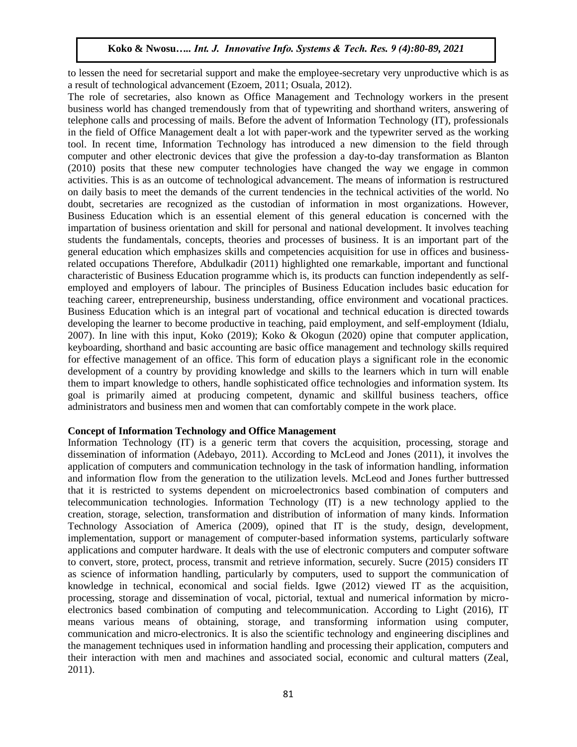to lessen the need for secretarial support and make the employee-secretary very unproductive which is as a result of technological advancement (Ezoem, 2011; Osuala, 2012).

The role of secretaries, also known as Office Management and Technology workers in the present business world has changed tremendously from that of typewriting and shorthand writers, answering of telephone calls and processing of mails. Before the advent of Information Technology (IT), professionals in the field of Office Management dealt a lot with paper-work and the typewriter served as the working tool. In recent time, Information Technology has introduced a new dimension to the field through computer and other electronic devices that give the profession a day-to-day transformation as Blanton (2010) posits that these new computer technologies have changed the way we engage in common activities. This is as an outcome of technological advancement. The means of information is restructured on daily basis to meet the demands of the current tendencies in the technical activities of the world. No doubt, secretaries are recognized as the custodian of information in most organizations. However, Business Education which is an essential element of this general education is concerned with the impartation of business orientation and skill for personal and national development. It involves teaching students the fundamentals, concepts, theories and processes of business. It is an important part of the general education which emphasizes skills and competencies acquisition for use in offices and business-related occupations Therefore, Abdulkadir (2011) highlighted one remarkable, important and functional characteristic of Business Education programme which is, its products can function independently as self-employed and employers of labour. The principles of Business Education includes basic education for teaching career, entrepreneurship, business understanding, office environment and vocational practices. Business Education which is an integral part of vocational and technical education is directed towards developing the learner to become productive in teaching, paid employment, and self-employment (Idialu, 2007). In line with this input, Koko (2019); Koko & Okogun (2020) opine that computer application, keyboarding, shorthand and basic accounting are basic office management and technology skills required for effective management of an office. This form of education plays a significant role in the economic development of a country by providing knowledge and skills to the learners which in turn will enable them to impart knowledge to others, handle sophisticated office technologies and information system. Its goal is primarily aimed at producing competent, dynamic and skillful business teachers, office administrators and business men and women that can comfortably compete in the work place.

**Concept of Information Technology and Office Management**

Information Technology (IT) is a generic term that covers the acquisition, processing, storage and dissemination of information (Adebayo, 2011). According to McLeod and Jones (2011), it involves the application of computers and communication technology in the task of information handling, information and information flow from the generation to the utilization levels. McLeod and Jones further buttressed that it is restricted to systems dependent on microelectronics based combination of computers and telecommunication technologies. Information Technology (IT) is a new technology applied to the creation, storage, selection, transformation and distribution of information of many kinds. Information Technology Association of America (2009), opined that IT is the study, design, development, implementation, support or management of computer-based information systems, particularly software applications and computer hardware. It deals with the use of electronic computers and computer software to convert, store, protect, process, transmit and retrieve information, securely. Sucre (2015) considers IT as science of information handling, particularly by computers, used to support the communication of knowledge in technical, economical and social fields. Igwe (2012) viewed IT as the acquisition, processing, storage and dissemination of vocal, pictorial, textual and numerical information by micro-electronics based combination of computing and telecommunication. According to Light (2016), IT means various means of obtaining, storage, and transforming information using computer, communication and micro-electronics. It is also the scientific technology and engineering disciplines and the management techniques used in information handling and processing their application, computers and their interaction with men and machines and associated social, economic and cultural matters (Zeal, 2011).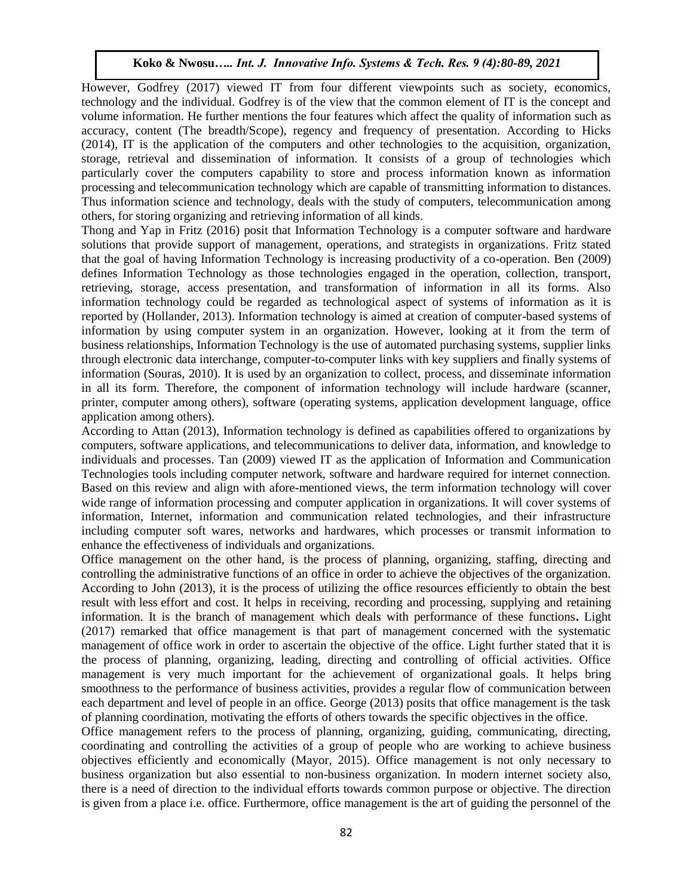However, Godfrey (2017) viewed IT from four different viewpoints such as society, economics, technology and the individual. Godfrey is of the view that the common element of IT is the concept and volume information. He further mentions the four features which affect the quality of information such as accuracy, content (The breadth/Scope), regency and frequency of presentation. According to Hicks (2014), IT is the application of the computers and other technologies to the acquisition, organization, storage, retrieval and dissemination of information. It consists of a group of technologies which particularly cover the computers capability to store and process information known as information processing and telecommunication technology which are capable of transmitting information to distances. Thus information science and technology, deals with the study of computers, telecommunication among others, for storing organizing and retrieving information of all kinds.

Thong and Yap in Fritz (2016) posit that Information Technology is a computer software and hardware solutions that provide support of management, operations, and strategists in organizations. Fritz stated that the goal of having Information Technology is increasing productivity of a co-operation. Ben (2009) defines Information Technology as those technologies engaged in the operation, collection, transport, retrieving, storage, access presentation, and transformation of information in all its forms. Also information technology could be regarded as technological aspect of systems of information as it is reported by (Hollander, 2013). Information technology is aimed at creation of computer-based systems of information by using computer system in an organization. However, looking at it from the term of business relationships, Information Technology is the use of automated purchasing systems, supplier links through electronic data interchange, computer-to-computer links with key suppliers and finally systems of information (Souras, 2010). It is used by an organization to collect, process, and disseminate information in all its form. Therefore, the component of information technology will include hardware (scanner, printer, computer among others), software (operating systems, application development language, office application among others).

According to Attan (2013), Information technology is defined as capabilities offered to organizations by computers, software applications, and telecommunications to deliver data, information, and knowledge to individuals and processes. Tan (2009) viewed IT as the application of Information and Communication Technologies tools including computer network, software and hardware required for internet connection. Based on this review and align with afore-mentioned views, the term information technology will cover wide range of information processing and computer application in organizations. It will cover systems of information, Internet, information and communication related technologies, and their infrastructure including computer soft wares, networks and hardwares, which processes or transmit information to enhance the effectiveness of individuals and organizations.

Office management on the other hand, is the process of planning, organizing, staffing, directing and controlling the administrative functions of an office in order to achieve the objectives of the organization. According to John (2013), it is the process of utilizing the office resources efficiently to obtain the best result with less effort and cost. It helps in receiving, recording and processing, supplying and retaining information. It is the branch of management which deals with performance of these functions**.** Light (2017) remarked that office management is that part of management concerned with the systematic management of office work in order to ascertain the objective of the office. Light further stated that it is the process of planning, organizing, leading, directing and controlling of official activities. Office management is very much important for the achievement of organizational goals. It helps bring smoothness to the performance of business activities, provides a regular flow of communication between each department and level of people in an office. George (2013) posits that office management is the task of planning coordination, motivating the efforts of others towards the specific objectives in the office.

Office management refers to the process of planning, organizing, guiding, communicating, directing, coordinating and controlling the activities of a group of people who are working to achieve business objectives efficiently and economically (Mayor, 2015). Office management is not only necessary to business organization but also essential to non-business organization. In modern internet society also, there is a need of direction to the individual efforts towards common purpose or objective. The direction is given from a place i.e. office. Furthermore, office management is the art of guiding the personnel of the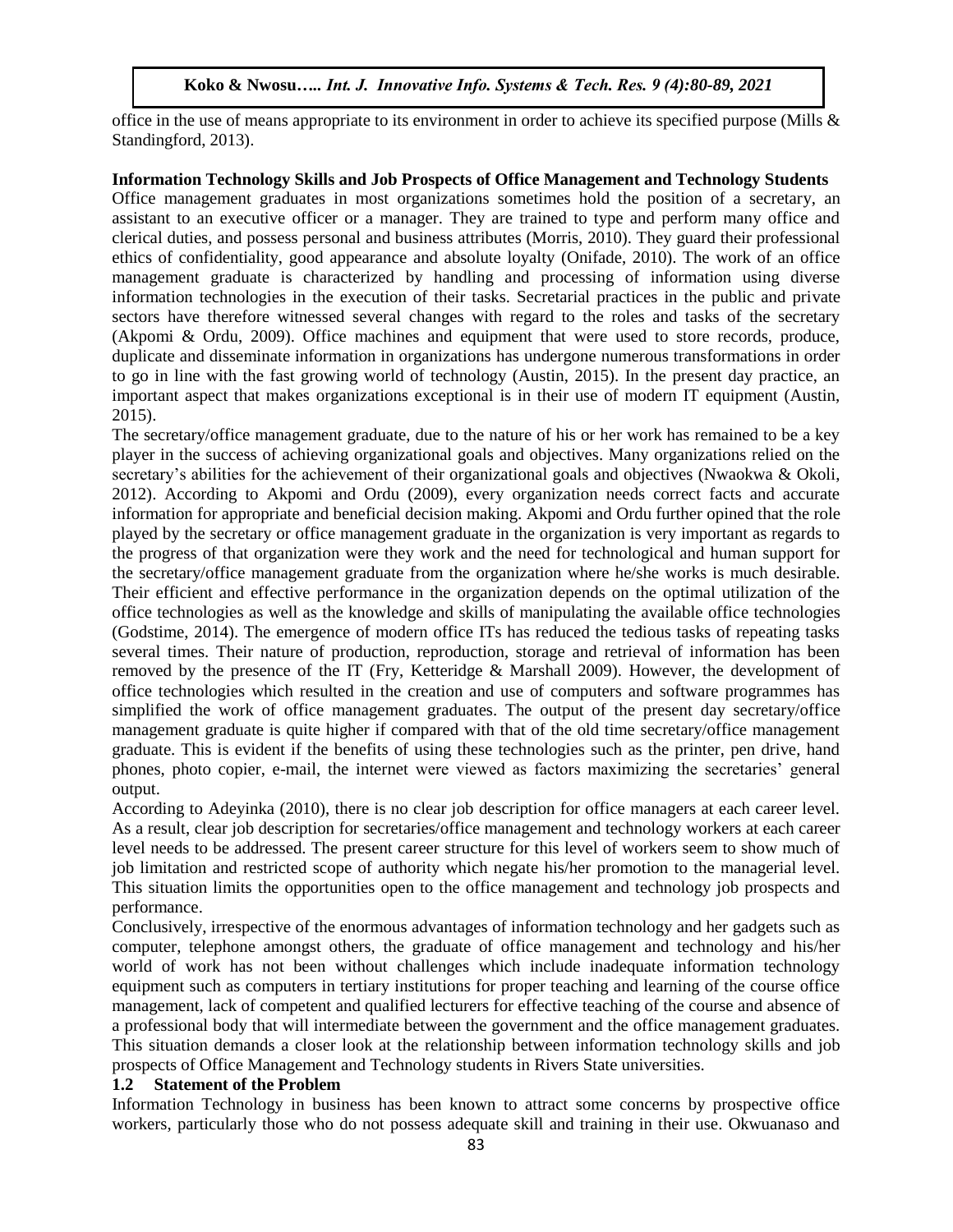office in the use of means appropriate to its environment in order to achieve its specified purpose (Mills & Standingford, 2013).

**Information Technology Skills and Job Prospects of Office Management and Technology Students**

Office management graduates in most organizations sometimes hold the position of a secretary, an assistant to an executive officer or a manager. They are trained to type and perform many office and clerical duties, and possess personal and business attributes (Morris, 2010). They guard their professional ethics of confidentiality, good appearance and absolute loyalty (Onifade, 2010). The work of an office management graduate is characterized by handling and processing of information using diverse information technologies in the execution of their tasks. Secretarial practices in the public and private sectors have therefore witnessed several changes with regard to the roles and tasks of the secretary (Akpomi & Ordu, 2009). Office machines and equipment that were used to store records, produce, duplicate and disseminate information in organizations has undergone numerous transformations in order to go in line with the fast growing world of technology (Austin, 2015). In the present day practice, an important aspect that makes organizations exceptional is in their use of modern IT equipment (Austin, 2015).

The secretary/office management graduate, due to the nature of his or her work has remained to be a key player in the success of achieving organizational goals and objectives. Many organizations relied on the secretary's abilities for the achievement of their organizational goals and objectives (Nwaokwa & Okoli, 2012). According to Akpomi and Ordu (2009), every organization needs correct facts and accurate information for appropriate and beneficial decision making. Akpomi and Ordu further opined that the role played by the secretary or office management graduate in the organization is very important as regards to the progress of that organization were they work and the need for technological and human support for the secretary/office management graduate from the organization where he/she works is much desirable. Their efficient and effective performance in the organization depends on the optimal utilization of the office technologies as well as the knowledge and skills of manipulating the available office technologies (Godstime, 2014). The emergence of modern office ITs has reduced the tedious tasks of repeating tasks several times. Their nature of production, reproduction, storage and retrieval of information has been removed by the presence of the IT (Fry, Ketteridge & Marshall 2009). However, the development of office technologies which resulted in the creation and use of computers and software programmes has simplified the work of office management graduates. The output of the present day secretary/office management graduate is quite higher if compared with that of the old time secretary/office management graduate. This is evident if the benefits of using these technologies such as the printer, pen drive, hand phones, photo copier, e-mail, the internet were viewed as factors maximizing the secretaries' general output.

According to Adeyinka (2010), there is no clear job description for office managers at each career level. As a result, clear job description for secretaries/office management and technology workers at each career level needs to be addressed. The present career structure for this level of workers seem to show much of job limitation and restricted scope of authority which negate his/her promotion to the managerial level. This situation limits the opportunities open to the office management and technology job prospects and performance.

Conclusively, irrespective of the enormous advantages of information technology and her gadgets such as computer, telephone amongst others, the graduate of office management and technology and his/her world of work has not been without challenges which include inadequate information technology equipment such as computers in tertiary institutions for proper teaching and learning of the course office management, lack of competent and qualified lecturers for effective teaching of the course and absence of a professional body that will intermediate between the government and the office management graduates. This situation demands a closer look at the relationship between information technology skills and job prospects of Office Management and Technology students in Rivers State universities.

## 1.2 Statement of the Problem

Information Technology in business has been known to attract some concerns by prospective office workers, particularly those who do not possess adequate skill and training in their use. Okwuanaso and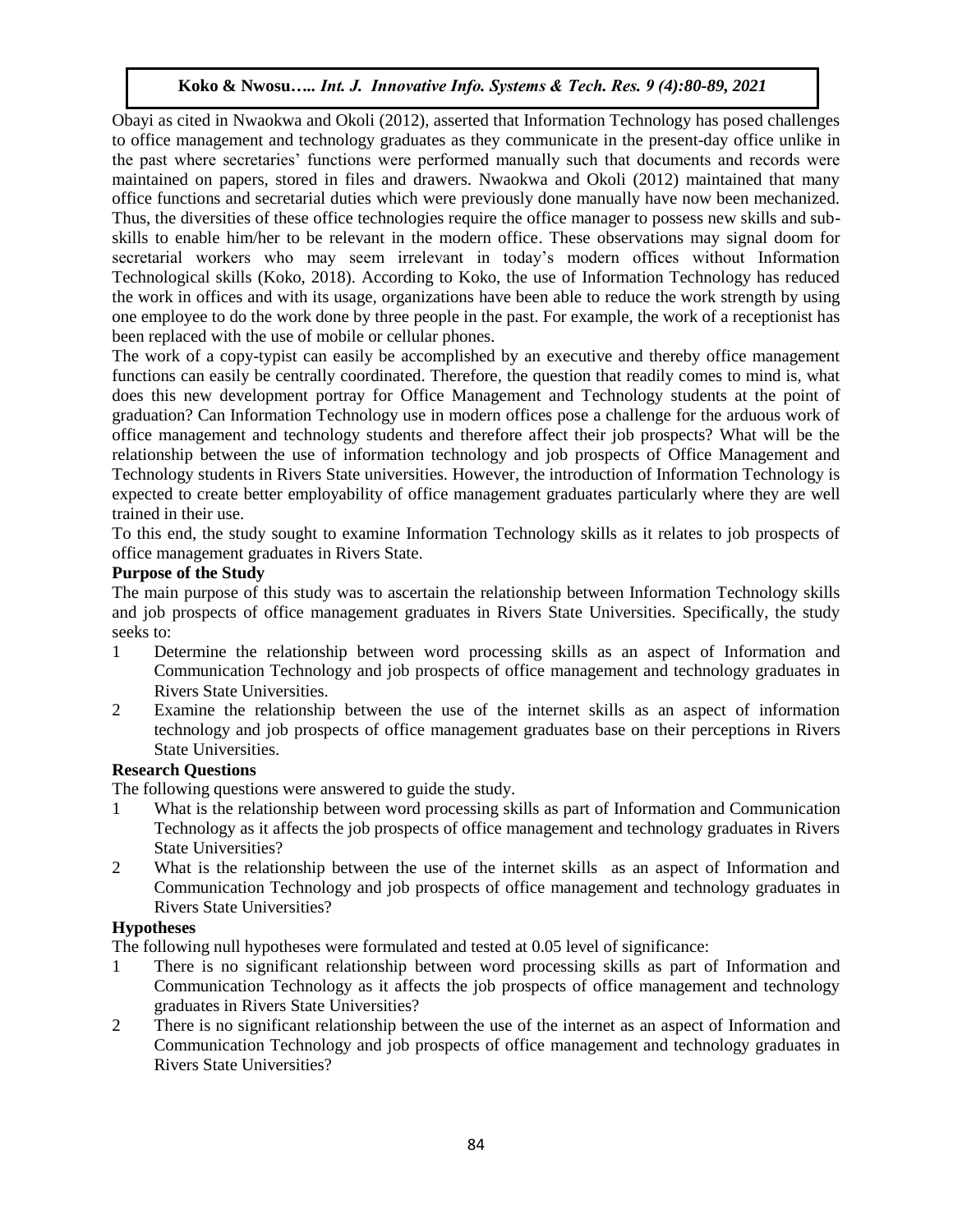Obayi as cited in Nwaokwa and Okoli (2012), asserted that Information Technology has posed challenges to office management and technology graduates as they communicate in the present-day office unlike in the past where secretaries' functions were performed manually such that documents and records were maintained on papers, stored in files and drawers. Nwaokwa and Okoli (2012) maintained that many office functions and secretarial duties which were previously done manually have now been mechanized. Thus, the diversities of these office technologies require the office manager to possess new skills and sub-skills to enable him/her to be relevant in the modern office. These observations may signal doom for secretarial workers who may seem irrelevant in today's modern offices without Information Technological skills (Koko, 2018). According to Koko, the use of Information Technology has reduced the work in offices and with its usage, organizations have been able to reduce the work strength by using one employee to do the work done by three people in the past. For example, the work of a receptionist has been replaced with the use of mobile or cellular phones.

The work of a copy-typist can easily be accomplished by an executive and thereby office management functions can easily be centrally coordinated. Therefore, the question that readily comes to mind is, what does this new development portray for Office Management and Technology students at the point of graduation? Can Information Technology use in modern offices pose a challenge for the arduous work of office management and technology students and therefore affect their job prospects? What will be the relationship between the use of information technology and job prospects of Office Management and Technology students in Rivers State universities. However, the introduction of Information Technology is expected to create better employability of office management graduates particularly where they are well trained in their use.

To this end, the study sought to examine Information Technology skills as it relates to job prospects of office management graduates in Rivers State.

**Purpose of the Study**

The main purpose of this study was to ascertain the relationship between Information Technology skills and job prospects of office management graduates in Rivers State Universities. Specifically, the study seeks to:

1. Determine the relationship between word processing skills as an aspect of Information and Communication Technology and job prospects of office management and technology graduates in Rivers State Universities.
2. Examine the relationship between the use of the internet skills as an aspect of information technology and job prospects of office management graduates base on their perceptions in Rivers State Universities.

**Research Questions**

The following questions were answered to guide the study.

1. What is the relationship between word processing skills as part of Information and Communication Technology as it affects the job prospects of office management and technology graduates in Rivers State Universities?
2. What is the relationship between the use of the internet skills as an aspect of Information and Communication Technology and job prospects of office management and technology graduates in Rivers State Universities?

**Hypotheses**

The following null hypotheses were formulated and tested at 0.05 level of significance:

1. There is no significant relationship between word processing skills as part of Information and Communication Technology as it affects the job prospects of office management and technology graduates in Rivers State Universities?
2. There is no significant relationship between the use of the internet as an aspect of Information and Communication Technology and job prospects of office management and technology graduates in Rivers State Universities?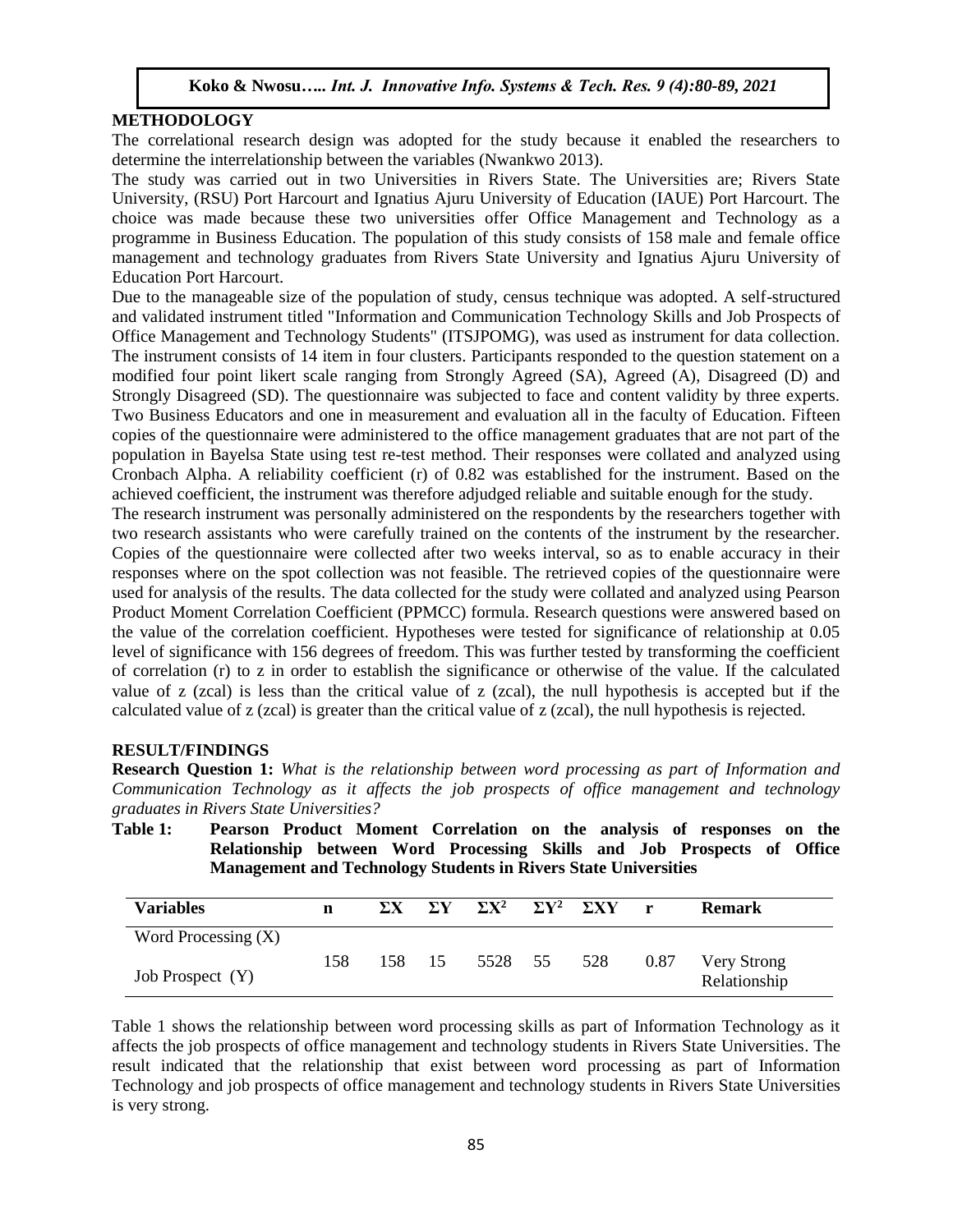## METHODOLOGY

The correlational research design was adopted for the study because it enabled the researchers to determine the interrelationship between the variables (Nwankwo 2013).

The study was carried out in two Universities in Rivers State. The Universities are; Rivers State University, (RSU) Port Harcourt and Ignatius Ajuru University of Education (IAUE) Port Harcourt. The choice was made because these two universities offer Office Management and Technology as a programme in Business Education. The population of this study consists of 158 male and female office management and technology graduates from Rivers State University and Ignatius Ajuru University of Education Port Harcourt.

Due to the manageable size of the population of study, census technique was adopted. A self-structured and validated instrument titled "Information and Communication Technology Skills and Job Prospects of Office Management and Technology Students" (ITSJPOMG), was used as instrument for data collection. The instrument consists of 14 item in four clusters. Participants responded to the question statement on a modified four point likert scale ranging from Strongly Agreed (SA), Agreed (A), Disagreed (D) and Strongly Disagreed (SD). The questionnaire was subjected to face and content validity by three experts. Two Business Educators and one in measurement and evaluation all in the faculty of Education. Fifteen copies of the questionnaire were administered to the office management graduates that are not part of the population in Bayelsa State using test re-test method. Their responses were collated and analyzed using Cronbach Alpha. A reliability coefficient (r) of 0.82 was established for the instrument. Based on the achieved coefficient, the instrument was therefore adjudged reliable and suitable enough for the study.

The research instrument was personally administered on the respondents by the researchers together with two research assistants who were carefully trained on the contents of the instrument by the researcher. Copies of the questionnaire were collected after two weeks interval, so as to enable accuracy in their responses where on the spot collection was not feasible. The retrieved copies of the questionnaire were used for analysis of the results. The data collected for the study were collated and analyzed using Pearson Product Moment Correlation Coefficient (PPMCC) formula. Research questions were answered based on the value of the correlation coefficient. Hypotheses were tested for significance of relationship at 0.05 level of significance with 156 degrees of freedom. This was further tested by transforming the coefficient of correlation (r) to z in order to establish the significance or otherwise of the value. If the calculated value of z (zcal) is less than the critical value of z (zcal), the null hypothesis is accepted but if the calculated value of z (zcal) is greater than the critical value of z (zcal), the null hypothesis is rejected.

## RESULT/FINDINGS

**Research Question 1:** *What is the relationship between word processing as part of Information and Communication Technology as it affects the job prospects of office management and technology graduates in Rivers State Universities?*

**Table 1: Pearson Product Moment Correlation on the analysis of responses on the Relationship between Word Processing Skills and Job Prospects of Office Management and Technology Students in Rivers State Universities**

| Variables | n | $\Sigma X$ | $\Sigma Y$ | $\Sigma X^2$ | $\Sigma Y^2$ | $\Sigma XY$ | r | Remark |
|---|---|---|---|---|---|---|---|---|
| Word Processing (X) | | | | | | | | |
| Job Prospect (Y) | 158 | 158 | 15 | 5528 | 55 | 528 | 0.87 | Very Strong Relationship |

Table 1 shows the relationship between word processing skills as part of Information Technology as it affects the job prospects of office management and technology students in Rivers State Universities. The result indicated that the relationship that exist between word processing as part of Information Technology and job prospects of office management and technology students in Rivers State Universities is very strong.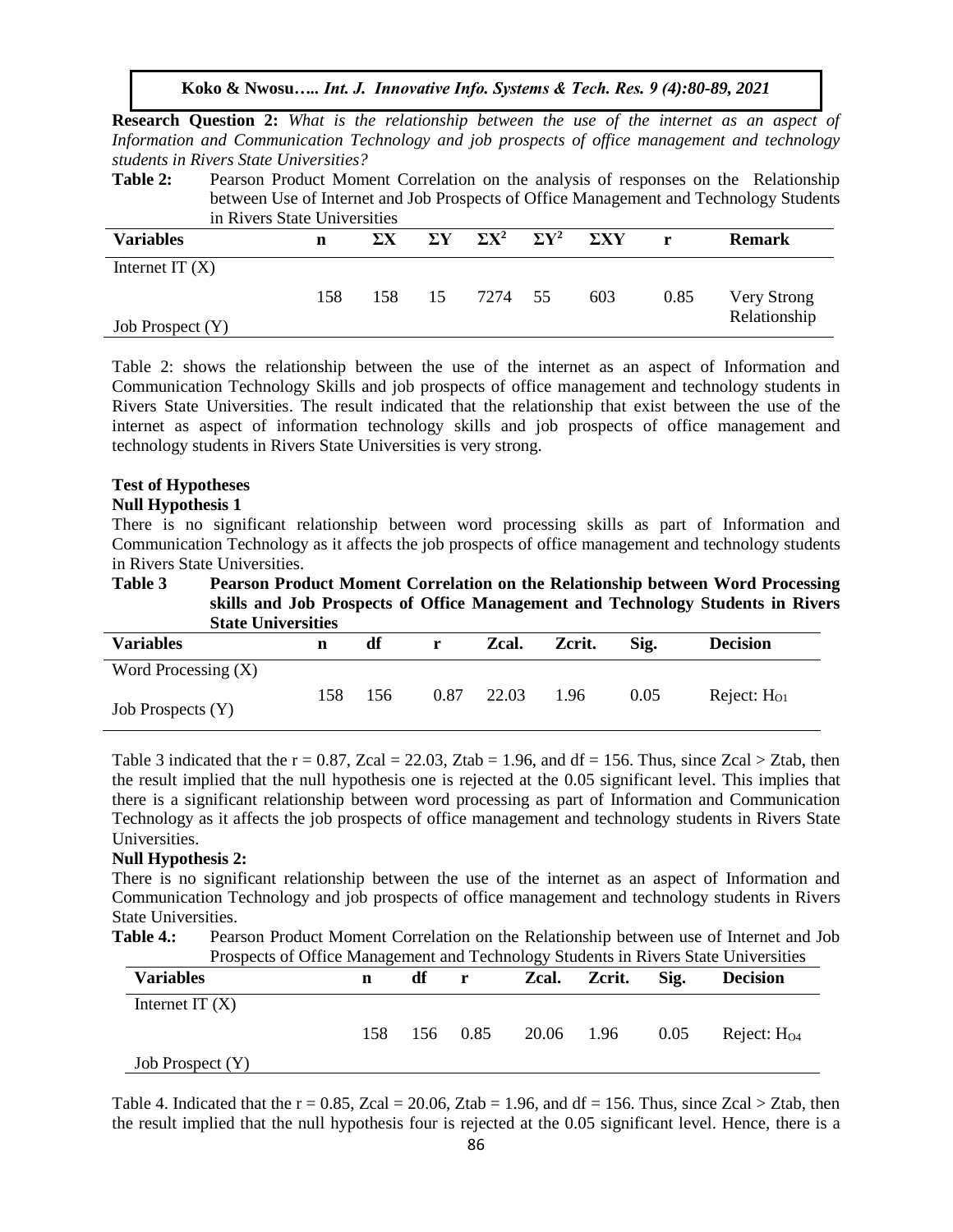**Research Question 2:** *What is the relationship between the use of the internet as an aspect of Information and Communication Technology and job prospects of office management and technology students in Rivers State Universities?*

**Table 2:** Pearson Product Moment Correlation on the analysis of responses on the Relationship between Use of Internet and Job Prospects of Office Management and Technology Students in Rivers State Universities

| Variables | n | ΣX | ΣY | $\Sigma X^2$ | $\Sigma Y^2$ | ΣXY | r | Remark |
|---|---|---|---|---|---|---|---|---|
| Internet IT (X) | | | | | | | | |
| | 158 | 158 | 15 | 7274 | 55 | 603 | 0.85 | Very Strong Relationship |
| Job Prospect (Y) | | | | | | | | |

Table 2: shows the relationship between the use of the internet as an aspect of Information and Communication Technology Skills and job prospects of office management and technology students in Rivers State Universities. The result indicated that the relationship that exist between the use of the internet as aspect of information technology skills and job prospects of office management and technology students in Rivers State Universities is very strong.

### Test of Hypotheses

**Null Hypothesis 1**

There is no significant relationship between word processing skills as part of Information and Communication Technology as it affects the job prospects of office management and technology students in Rivers State Universities.

**Table 3 Pearson Product Moment Correlation on the Relationship between Word Processing skills and Job Prospects of Office Management and Technology Students in Rivers State Universities**

| Variables | n | df | r | Zcal. | Zcrit. | Sig. | Decision |
|---|---|---|---|---|---|---|---|
| Word Processing (X) | | | | | | | |
| | 158 | 156 | 0.87 | 22.03 | 1.96 | 0.05 | Reject: $H_{O1}$ |
| Job Prospects (Y) | | | | | | | |

Table 3 indicated that the r = 0.87, Zcal = 22.03, Ztab = 1.96, and df = 156. Thus, since Zcal > Ztab, then the result implied that the null hypothesis one is rejected at the 0.05 significant level. This implies that there is a significant relationship between word processing as part of Information and Communication Technology as it affects the job prospects of office management and technology students in Rivers State Universities.

**Null Hypothesis 2:**

There is no significant relationship between the use of the internet as an aspect of Information and Communication Technology and job prospects of office management and technology students in Rivers State Universities.

**Table 4.:** Pearson Product Moment Correlation on the Relationship between use of Internet and Job Prospects of Office Management and Technology Students in Rivers State Universities

| Variables | n | df | r | Zcal. | Zcrit. | Sig. | Decision |
|---|---|---|---|---|---|---|---|
| Internet IT (X) | | | | | | | |
| | 158 | 156 | 0.85 | 20.06 | 1.96 | 0.05 | Reject: $H_{O4}$ |
| Job Prospect (Y) | | | | | | | |

Table 4. Indicated that the r = 0.85, Zcal = 20.06, Ztab = 1.96, and df = 156. Thus, since Zcal > Ztab, then the result implied that the null hypothesis four is rejected at the 0.05 significant level. Hence, there is a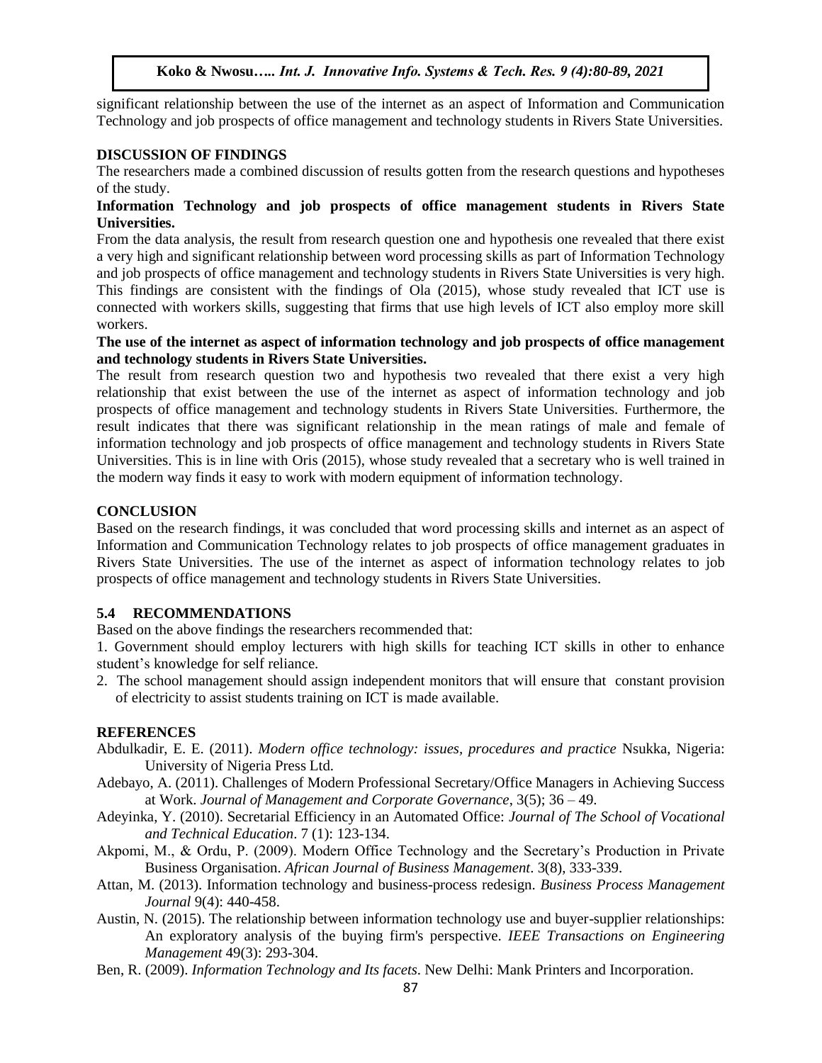significant relationship between the use of the internet as an aspect of Information and Communication Technology and job prospects of office management and technology students in Rivers State Universities.

## DISCUSSION OF FINDINGS

The researchers made a combined discussion of results gotten from the research questions and hypotheses of the study.

**Information Technology and job prospects of office management students in Rivers State Universities.**

From the data analysis, the result from research question one and hypothesis one revealed that there exist a very high and significant relationship between word processing skills as part of Information Technology and job prospects of office management and technology students in Rivers State Universities is very high. This findings are consistent with the findings of Ola (2015), whose study revealed that ICT use is connected with workers skills, suggesting that firms that use high levels of ICT also employ more skill workers.

**The use of the internet as aspect of information technology and job prospects of office management and technology students in Rivers State Universities.**

The result from research question two and hypothesis two revealed that there exist a very high relationship that exist between the use of the internet as aspect of information technology and job prospects of office management and technology students in Rivers State Universities. Furthermore, the result indicates that there was significant relationship in the mean ratings of male and female of information technology and job prospects of office management and technology students in Rivers State Universities. This is in line with Oris (2015), whose study revealed that a secretary who is well trained in the modern way finds it easy to work with modern equipment of information technology.

## CONCLUSION

Based on the research findings, it was concluded that word processing skills and internet as an aspect of Information and Communication Technology relates to job prospects of office management graduates in Rivers State Universities. The use of the internet as aspect of information technology relates to job prospects of office management and technology students in Rivers State Universities.

## 5.4 RECOMMENDATIONS

Based on the above findings the researchers recommended that:

1. Government should employ lecturers with high skills for teaching ICT skills in other to enhance student's knowledge for self reliance.
2. The school management should assign independent monitors that will ensure that constant provision of electricity to assist students training on ICT is made available.

## REFERENCES

Abdulkadir, E. E. (2011). *Modern office technology: issues, procedures and practice* Nsukka, Nigeria: University of Nigeria Press Ltd.

Adebayo, A. (2011). Challenges of Modern Professional Secretary/Office Managers in Achieving Success at Work. *Journal of Management and Corporate Governance*, 3(5); 36 – 49.

Adeyinka, Y. (2010). Secretarial Efficiency in an Automated Office: *Journal of The School of Vocational and Technical Education*. 7 (1): 123-134.

Akpomi, M., & Ordu, P. (2009). Modern Office Technology and the Secretary's Production in Private Business Organisation. *African Journal of Business Management*. 3(8), 333-339.

Attan, M. (2013). Information technology and business-process redesign. *Business Process Management Journal* 9(4): 440-458.

Austin, N. (2015). The relationship between information technology use and buyer-supplier relationships: An exploratory analysis of the buying firm's perspective. *IEEE Transactions on Engineering Management* 49(3): 293-304.

Ben, R. (2009). *Information Technology and Its facets*. New Delhi: Mank Printers and Incorporation.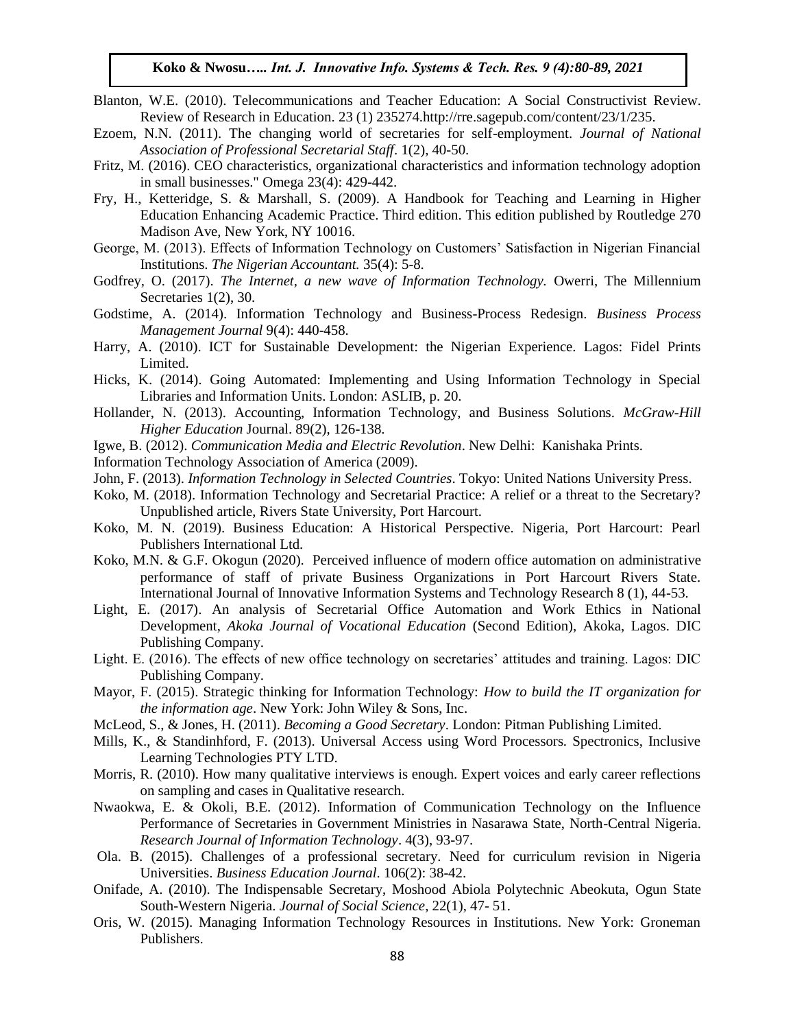Blanton, W.E. (2010). Telecommunications and Teacher Education: A Social Constructivist Review. Review of Research in Education. 23 (1) 235274.http://rre.sagepub.com/content/23/1/235.

Ezoem, N.N. (2011). The changing world of secretaries for self-employment. *Journal of National Association of Professional Secretarial Staff*. 1(2), 40-50.

Fritz, M. (2016). CEO characteristics, organizational characteristics and information technology adoption in small businesses." Omega 23(4): 429-442.

Fry, H., Ketteridge, S. & Marshall, S. (2009). A Handbook for Teaching and Learning in Higher Education Enhancing Academic Practice. Third edition. This edition published by Routledge 270 Madison Ave, New York, NY 10016.

George, M. (2013). Effects of Information Technology on Customers' Satisfaction in Nigerian Financial Institutions. *The Nigerian Accountant.* 35(4): 5-8.

Godfrey, O. (2017). *The Internet, a new wave of Information Technology.* Owerri, The Millennium Secretaries 1(2), 30.

Godstime, A. (2014). Information Technology and Business-Process Redesign. *Business Process Management Journal* 9(4): 440-458.

Harry, A. (2010). ICT for Sustainable Development: the Nigerian Experience. Lagos: Fidel Prints Limited.

Hicks, K. (2014). Going Automated: Implementing and Using Information Technology in Special Libraries and Information Units. London: ASLIB, p. 20.

Hollander, N. (2013). Accounting, Information Technology, and Business Solutions. *McGraw-Hill Higher Education* Journal. 89(2), 126-138.

Igwe, B. (2012). *Communication Media and Electric Revolution*. New Delhi: Kanishaka Prints.

Information Technology Association of America (2009).

John, F. (2013). *Information Technology in Selected Countries*. Tokyo: United Nations University Press.

Koko, M. (2018). Information Technology and Secretarial Practice: A relief or a threat to the Secretary? Unpublished article, Rivers State University, Port Harcourt.

Koko, M. N. (2019). Business Education: A Historical Perspective. Nigeria, Port Harcourt: Pearl Publishers International Ltd.

Koko, M.N. & G.F. Okogun (2020). Perceived influence of modern office automation on administrative performance of staff of private Business Organizations in Port Harcourt Rivers State. International Journal of Innovative Information Systems and Technology Research 8 (1), 44-53.

Light, E. (2017). An analysis of Secretarial Office Automation and Work Ethics in National Development, *Akoka Journal of Vocational Education* (Second Edition), Akoka, Lagos. DIC Publishing Company.

Light. E. (2016). The effects of new office technology on secretaries' attitudes and training. Lagos: DIC Publishing Company.

Mayor, F. (2015). Strategic thinking for Information Technology: *How to build the IT organization for the information age*. New York: John Wiley & Sons, Inc.

McLeod, S., & Jones, H. (2011). *Becoming a Good Secretary*. London: Pitman Publishing Limited.

Mills, K., & Standinhford, F. (2013). Universal Access using Word Processors. Spectronics, Inclusive Learning Technologies PTY LTD.

Morris, R. (2010). How many qualitative interviews is enough. Expert voices and early career reflections on sampling and cases in Qualitative research.

Nwaokwa, E. & Okoli, B.E. (2012). Information of Communication Technology on the Influence Performance of Secretaries in Government Ministries in Nasarawa State, North-Central Nigeria. *Research Journal of Information Technology*. 4(3), 93-97.

Ola. B. (2015). Challenges of a professional secretary. Need for curriculum revision in Nigeria Universities. *Business Education Journal*. 106(2): 38-42.

Onifade, A. (2010). The Indispensable Secretary, Moshood Abiola Polytechnic Abeokuta, Ogun State South-Western Nigeria. *Journal of Social Science*, 22(1), 47- 51.

Oris, W. (2015). Managing Information Technology Resources in Institutions. New York: Groneman Publishers.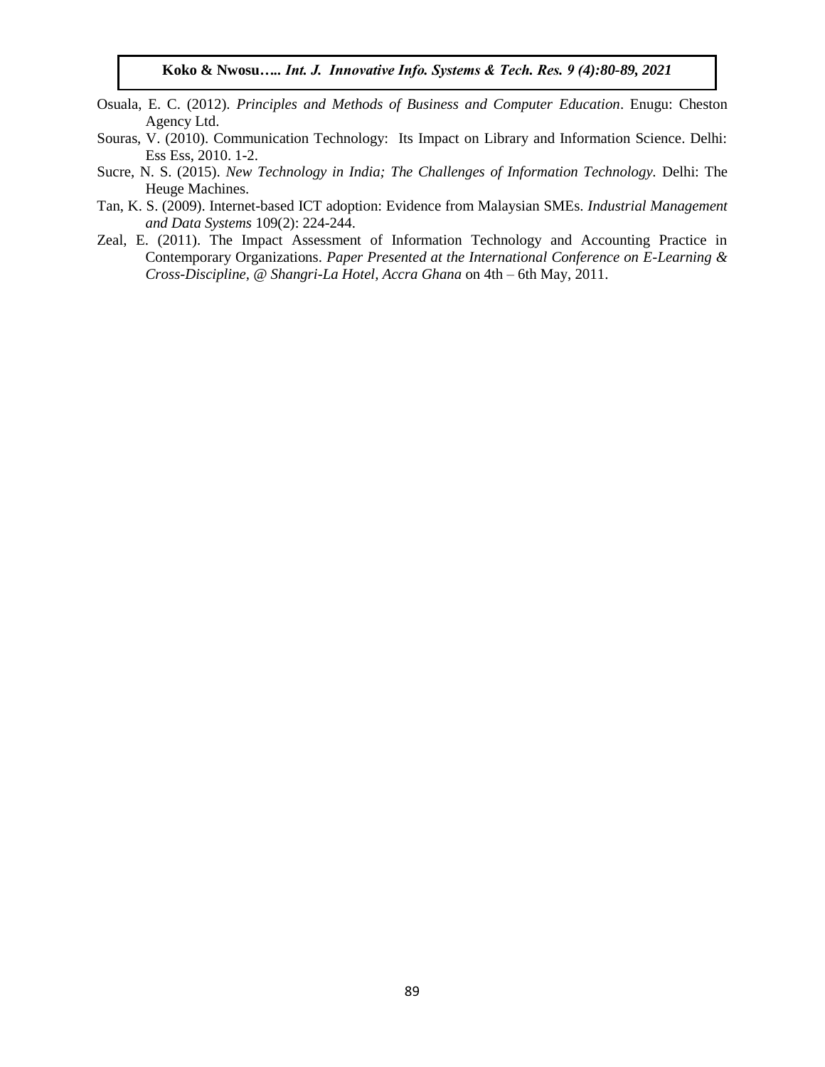Osuala, E. C. (2012). *Principles and Methods of Business and Computer Education*. Enugu: Cheston Agency Ltd.

Souras, V. (2010). Communication Technology: Its Impact on Library and Information Science. Delhi: Ess Ess, 2010. 1-2.

Sucre, N. S. (2015). *New Technology in India; The Challenges of Information Technology.* Delhi: The Heuge Machines.

Tan, K. S. (2009). Internet-based ICT adoption: Evidence from Malaysian SMEs. *Industrial Management and Data Systems* 109(2): 224-244.

Zeal, E. (2011). The Impact Assessment of Information Technology and Accounting Practice in Contemporary Organizations. *Paper Presented at the International Conference on E-Learning & Cross-Discipline, @ Shangri-La Hotel, Accra Ghana* on 4th – 6th May, 2011.